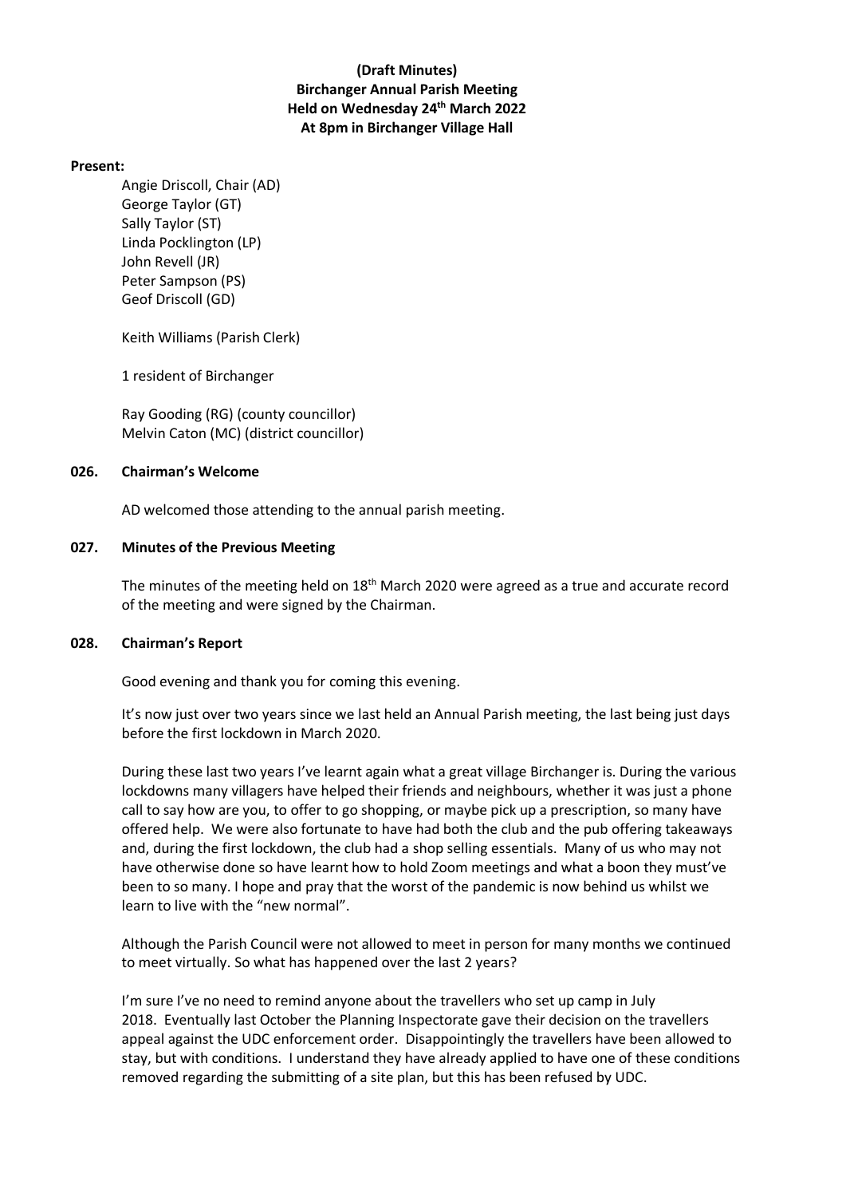**(Draft Minutes)**
**Birchanger Annual Parish Meeting**
**Held on Wednesday 24th March 2022**
**At 8pm in Birchanger Village Hall**

**Present:**

Angie Driscoll, Chair (AD)
George Taylor (GT)
Sally Taylor (ST)
Linda Pocklington (LP)
John Revell (JR)
Peter Sampson (PS)
Geof Driscoll (GD)

Keith Williams (Parish Clerk)

1 resident of Birchanger

Ray Gooding (RG) (county councillor)
Melvin Caton (MC) (district councillor)

**026. Chairman's Welcome**

AD welcomed those attending to the annual parish meeting.

**027. Minutes of the Previous Meeting**

The minutes of the meeting held on 18th March 2020 were agreed as a true and accurate record of the meeting and were signed by the Chairman.

**028. Chairman's Report**

Good evening and thank you for coming this evening.

It's now just over two years since we last held an Annual Parish meeting, the last being just days before the first lockdown in March 2020.

During these last two years I've learnt again what a great village Birchanger is. During the various lockdowns many villagers have helped their friends and neighbours, whether it was just a phone call to say how are you, to offer to go shopping, or maybe pick up a prescription, so many have offered help. We were also fortunate to have had both the club and the pub offering takeaways and, during the first lockdown, the club had a shop selling essentials. Many of us who may not have otherwise done so have learnt how to hold Zoom meetings and what a boon they must've been to so many. I hope and pray that the worst of the pandemic is now behind us whilst we learn to live with the "new normal".

Although the Parish Council were not allowed to meet in person for many months we continued to meet virtually. So what has happened over the last 2 years?

I'm sure I've no need to remind anyone about the travellers who set up camp in July 2018. Eventually last October the Planning Inspectorate gave their decision on the travellers appeal against the UDC enforcement order. Disappointingly the travellers have been allowed to stay, but with conditions. I understand they have already applied to have one of these conditions removed regarding the submitting of a site plan, but this has been refused by UDC.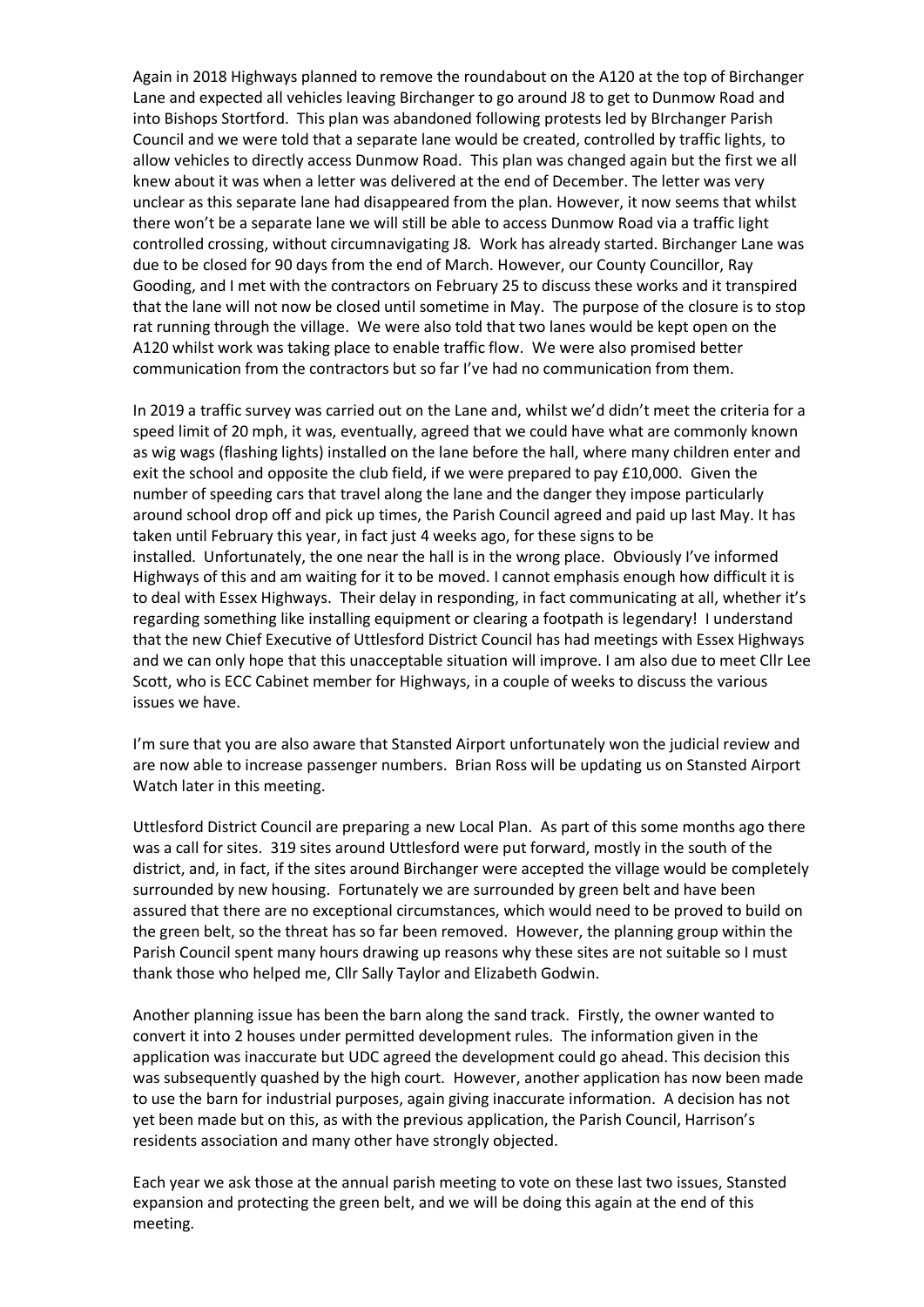Again in 2018 Highways planned to remove the roundabout on the A120 at the top of Birchanger Lane and expected all vehicles leaving Birchanger to go around J8 to get to Dunmow Road and into Bishops Stortford. This plan was abandoned following protests led by BIrchanger Parish Council and we were told that a separate lane would be created, controlled by traffic lights, to allow vehicles to directly access Dunmow Road. This plan was changed again but the first we all knew about it was when a letter was delivered at the end of December. The letter was very unclear as this separate lane had disappeared from the plan. However, it now seems that whilst there won't be a separate lane we will still be able to access Dunmow Road via a traffic light controlled crossing, without circumnavigating J8. Work has already started. Birchanger Lane was due to be closed for 90 days from the end of March. However, our County Councillor, Ray Gooding, and I met with the contractors on February 25 to discuss these works and it transpired that the lane will not now be closed until sometime in May. The purpose of the closure is to stop rat running through the village. We were also told that two lanes would be kept open on the A120 whilst work was taking place to enable traffic flow. We were also promised better communication from the contractors but so far I've had no communication from them.

In 2019 a traffic survey was carried out on the Lane and, whilst we'd didn't meet the criteria for a speed limit of 20 mph, it was, eventually, agreed that we could have what are commonly known as wig wags (flashing lights) installed on the lane before the hall, where many children enter and exit the school and opposite the club field, if we were prepared to pay £10,000. Given the number of speeding cars that travel along the lane and the danger they impose particularly around school drop off and pick up times, the Parish Council agreed and paid up last May. It has taken until February this year, in fact just 4 weeks ago, for these signs to be installed. Unfortunately, the one near the hall is in the wrong place. Obviously I've informed Highways of this and am waiting for it to be moved. I cannot emphasis enough how difficult it is to deal with Essex Highways. Their delay in responding, in fact communicating at all, whether it's regarding something like installing equipment or clearing a footpath is legendary! I understand that the new Chief Executive of Uttlesford District Council has had meetings with Essex Highways and we can only hope that this unacceptable situation will improve. I am also due to meet Cllr Lee Scott, who is ECC Cabinet member for Highways, in a couple of weeks to discuss the various issues we have.

I'm sure that you are also aware that Stansted Airport unfortunately won the judicial review and are now able to increase passenger numbers. Brian Ross will be updating us on Stansted Airport Watch later in this meeting.

Uttlesford District Council are preparing a new Local Plan. As part of this some months ago there was a call for sites. 319 sites around Uttlesford were put forward, mostly in the south of the district, and, in fact, if the sites around Birchanger were accepted the village would be completely surrounded by new housing. Fortunately we are surrounded by green belt and have been assured that there are no exceptional circumstances, which would need to be proved to build on the green belt, so the threat has so far been removed. However, the planning group within the Parish Council spent many hours drawing up reasons why these sites are not suitable so I must thank those who helped me, Cllr Sally Taylor and Elizabeth Godwin.

Another planning issue has been the barn along the sand track. Firstly, the owner wanted to convert it into 2 houses under permitted development rules. The information given in the application was inaccurate but UDC agreed the development could go ahead. This decision this was subsequently quashed by the high court. However, another application has now been made to use the barn for industrial purposes, again giving inaccurate information. A decision has not yet been made but on this, as with the previous application, the Parish Council, Harrison's residents association and many other have strongly objected.

Each year we ask those at the annual parish meeting to vote on these last two issues, Stansted expansion and protecting the green belt, and we will be doing this again at the end of this meeting.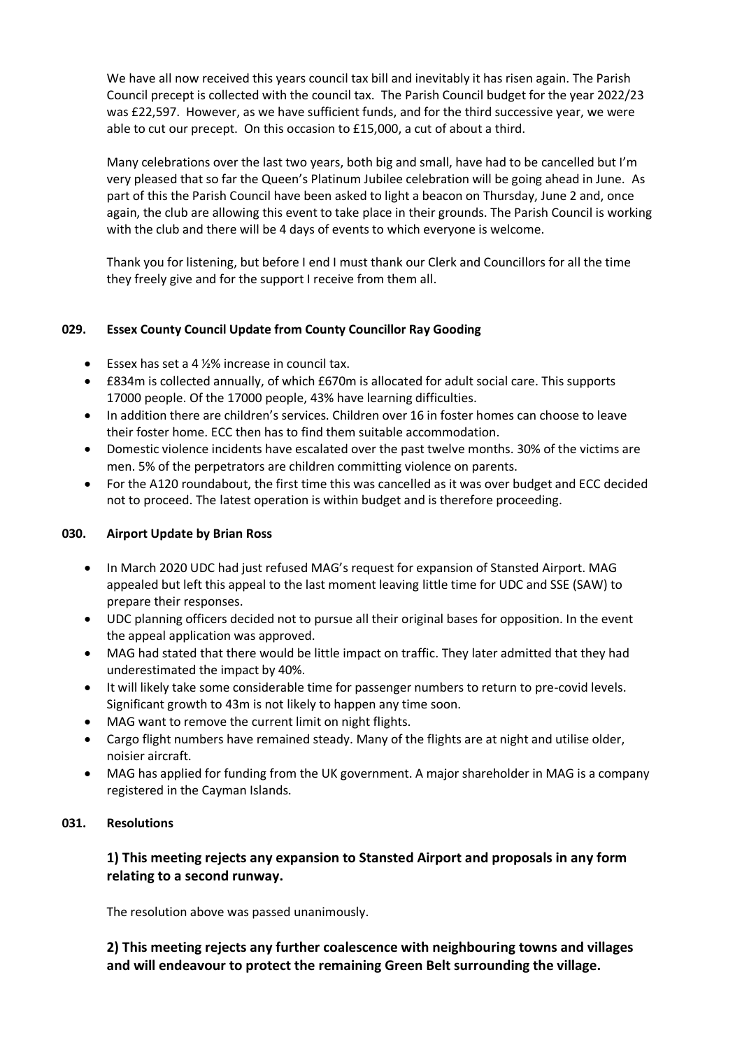We have all now received this years council tax bill and inevitably it has risen again. The Parish Council precept is collected with the council tax. The Parish Council budget for the year 2022/23 was £22,597. However, as we have sufficient funds, and for the third successive year, we were able to cut our precept. On this occasion to £15,000, a cut of about a third.

Many celebrations over the last two years, both big and small, have had to be cancelled but I'm very pleased that so far the Queen's Platinum Jubilee celebration will be going ahead in June. As part of this the Parish Council have been asked to light a beacon on Thursday, June 2 and, once again, the club are allowing this event to take place in their grounds. The Parish Council is working with the club and there will be 4 days of events to which everyone is welcome.

Thank you for listening, but before I end I must thank our Clerk and Councillors for all the time they freely give and for the support I receive from them all.

**029. Essex County Council Update from County Councillor Ray Gooding**

- Essex has set a 4 ½% increase in council tax.
- £834m is collected annually, of which £670m is allocated for adult social care. This supports 17000 people. Of the 17000 people, 43% have learning difficulties.
- In addition there are children's services. Children over 16 in foster homes can choose to leave their foster home. ECC then has to find them suitable accommodation.
- Domestic violence incidents have escalated over the past twelve months. 30% of the victims are men. 5% of the perpetrators are children committing violence on parents.
- For the A120 roundabout, the first time this was cancelled as it was over budget and ECC decided not to proceed. The latest operation is within budget and is therefore proceeding.

**030. Airport Update by Brian Ross**

- In March 2020 UDC had just refused MAG's request for expansion of Stansted Airport. MAG appealed but left this appeal to the last moment leaving little time for UDC and SSE (SAW) to prepare their responses.
- UDC planning officers decided not to pursue all their original bases for opposition. In the event the appeal application was approved.
- MAG had stated that there would be little impact on traffic. They later admitted that they had underestimated the impact by 40%.
- It will likely take some considerable time for passenger numbers to return to pre-covid levels. Significant growth to 43m is not likely to happen any time soon.
- MAG want to remove the current limit on night flights.
- Cargo flight numbers have remained steady. Many of the flights are at night and utilise older, noisier aircraft.
- MAG has applied for funding from the UK government. A major shareholder in MAG is a company registered in the Cayman Islands.

**031. Resolutions**

### 1) This meeting rejects any expansion to Stansted Airport and proposals in any form relating to a second runway.

The resolution above was passed unanimously.

### 2) This meeting rejects any further coalescence with neighbouring towns and villages and will endeavour to protect the remaining Green Belt surrounding the village.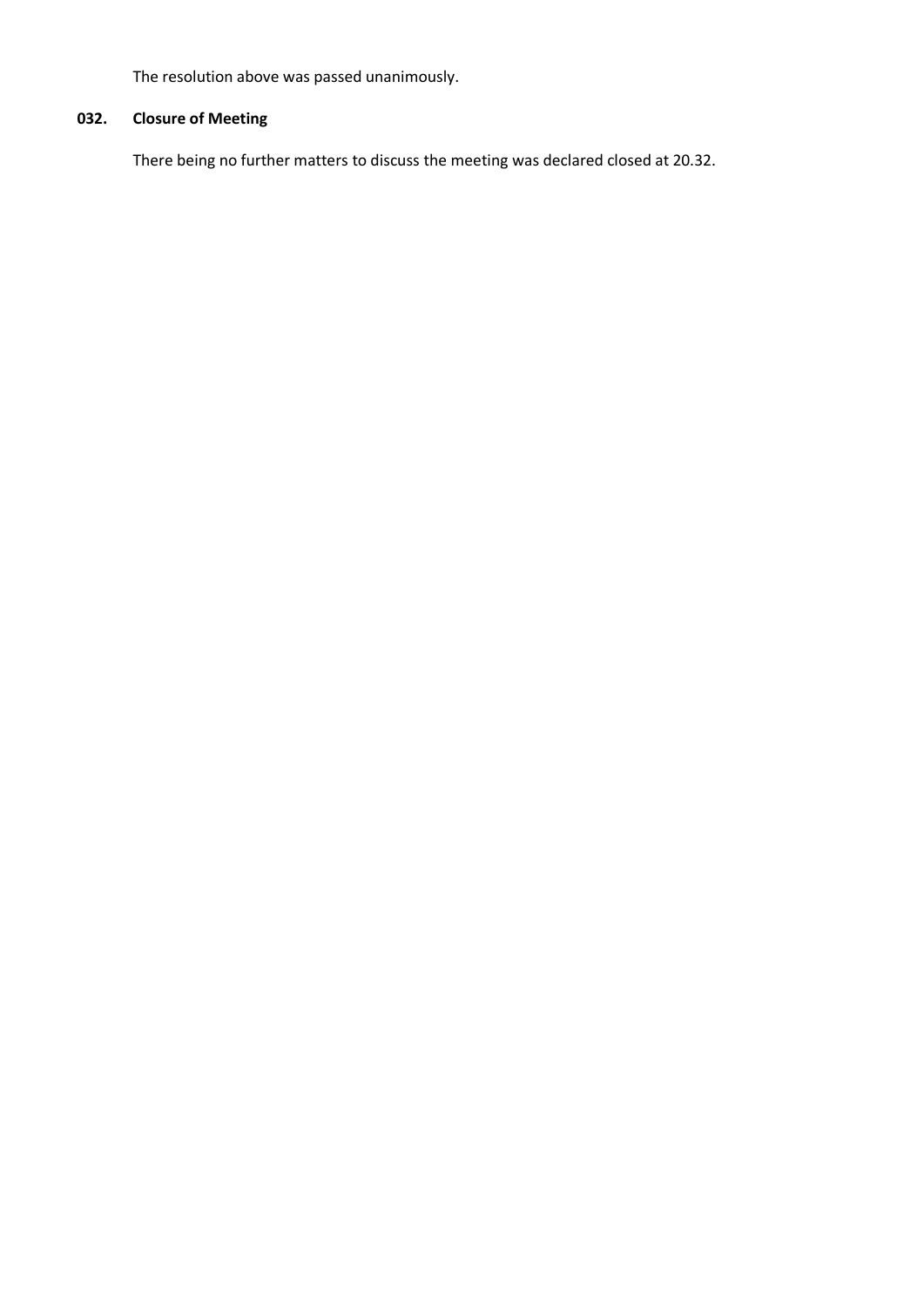The resolution above was passed unanimously.

**032. Closure of Meeting**

There being no further matters to discuss the meeting was declared closed at 20.32.